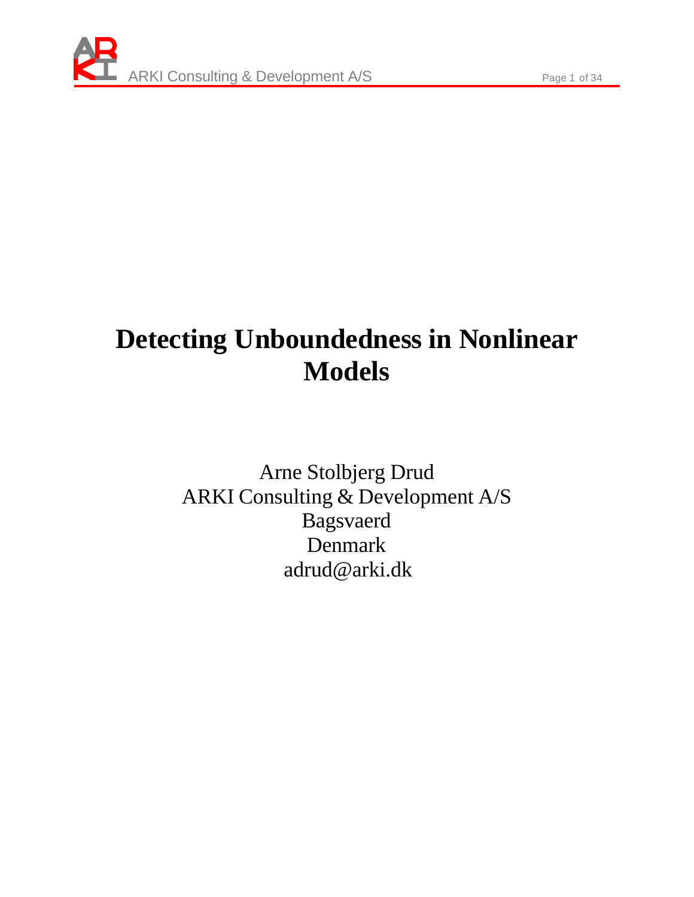# Detecting Unboundedness in Nonlinear Models

Arne Stolbjerg Drud
ARKI Consulting & Development A/S
Bagsvaerd
Denmark
adrud@arki.dk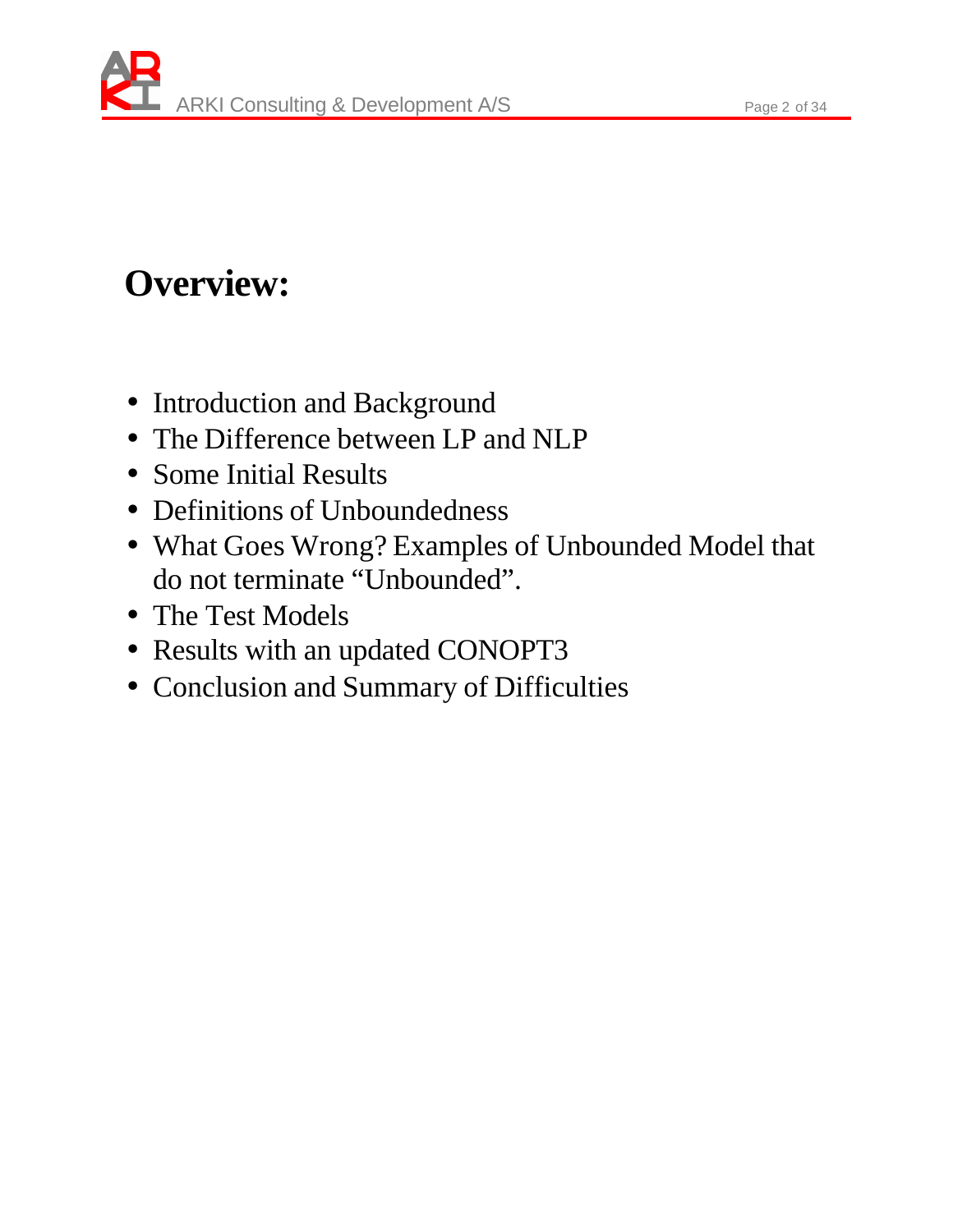# Overview:

- Introduction and Background
- The Difference between LP and NLP
- Some Initial Results
- Definitions of Unboundedness
- What Goes Wrong? Examples of Unbounded Model that do not terminate “Unbounded”.
- The Test Models
- Results with an updated CONOPT3
- Conclusion and Summary of Difficulties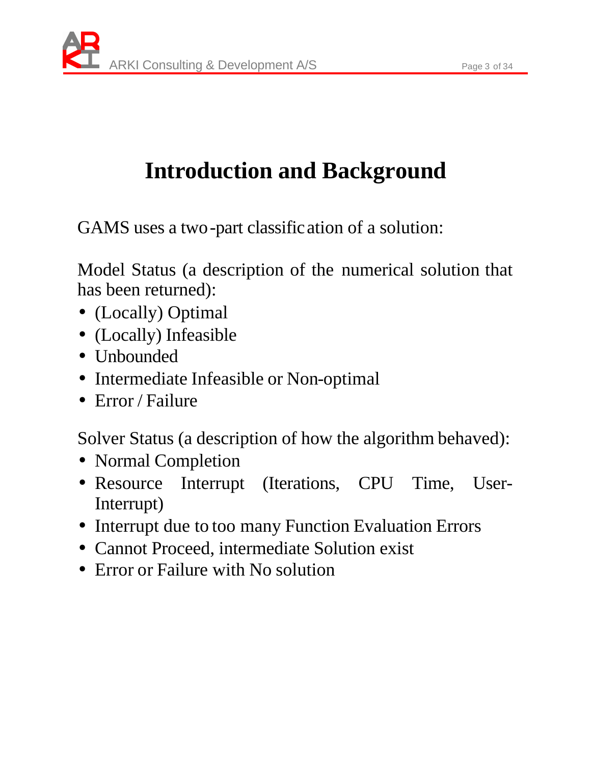# Introduction and Background

GAMS uses a two-part classification of a solution:

Model Status (a description of the numerical solution that has been returned):

- (Locally) Optimal
- (Locally) Infeasible
- Unbounded
- Intermediate Infeasible or Non-optimal
- Error / Failure

Solver Status (a description of how the algorithm behaved):

- Normal Completion
- Resource Interrupt (Iterations, CPU Time, User-Interrupt)
- Interrupt due to too many Function Evaluation Errors
- Cannot Proceed, intermediate Solution exist
- Error or Failure with No solution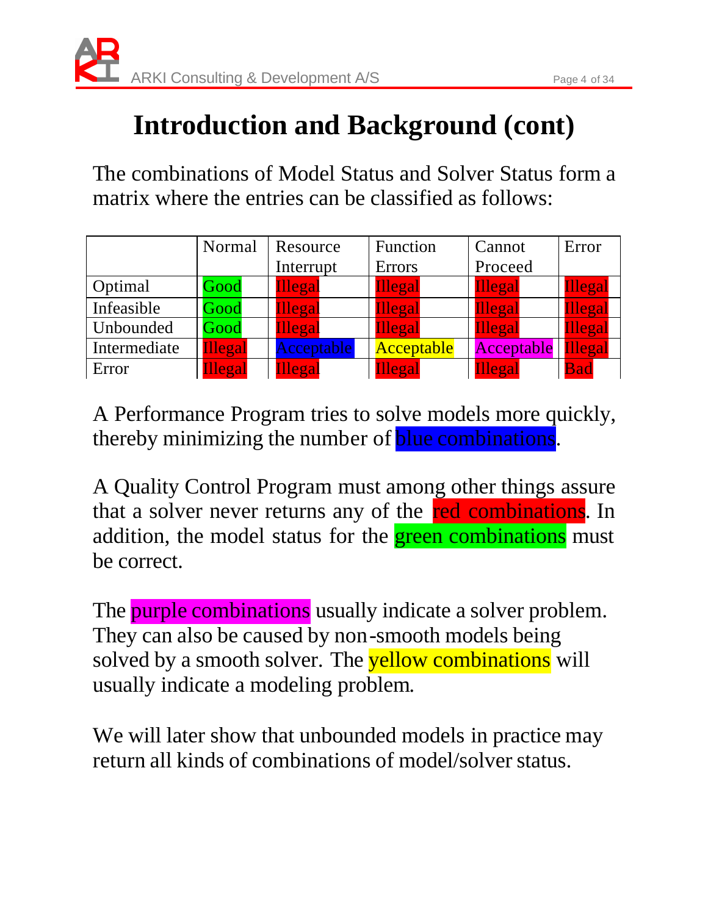# Introduction and Background (cont)

The combinations of Model Status and Solver Status form a matrix where the entries can be classified as follows:

| | Normal | Resource Interrupt | Function Errors | Cannot Proceed | Error |
|---|---|---|---|---|---|
| Optimal | Good | Illegal | Illegal | Illegal | Illegal |
| Infeasible | Good | Illegal | Illegal | Illegal | Illegal |
| Unbounded | Good | Illegal | Illegal | Illegal | Illegal |
| Intermediate | Illegal | Acceptable | Acceptable | Acceptable | Illegal |
| Error | Illegal | Illegal | Illegal | Illegal | Bad |

A Performance Program tries to solve models more quickly, thereby minimizing the number of blue combinations.

A Quality Control Program must among other things assure that a solver never returns any of the red combinations. In addition, the model status for the green combinations must be correct.

The purple combinations usually indicate a solver problem. They can also be caused by non-smooth models being solved by a smooth solver. The yellow combinations will usually indicate a modeling problem.

We will later show that unbounded models in practice may return all kinds of combinations of model/solver status.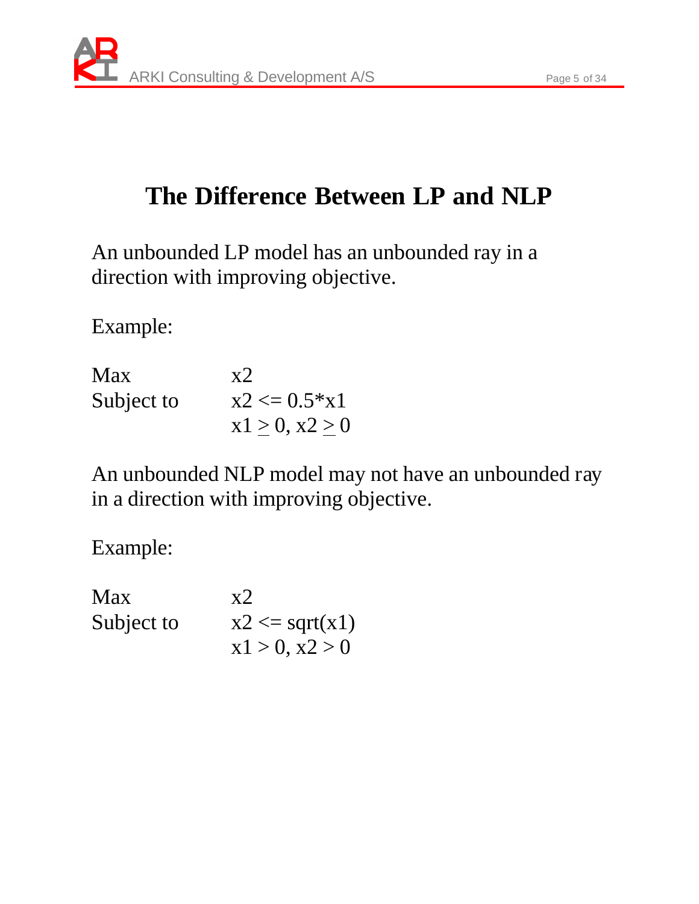# The Difference Between LP and NLP

An unbounded LP model has an unbounded ray in a direction with improving objective.

Example:

| | |
|---|---|
| Max | $x2$ |
| Subject to | $x2 <= 0.5*x1$ |
| | $x1 \geq 0, x2 \geq 0$ |

An unbounded NLP model may not have an unbounded ray in a direction with improving objective.

Example:

| | |
|---|---|
| Max | $x2$ |
| Subject to | $x2 <= sqrt(x1)$ |
| | $x1 > 0, x2 > 0$ |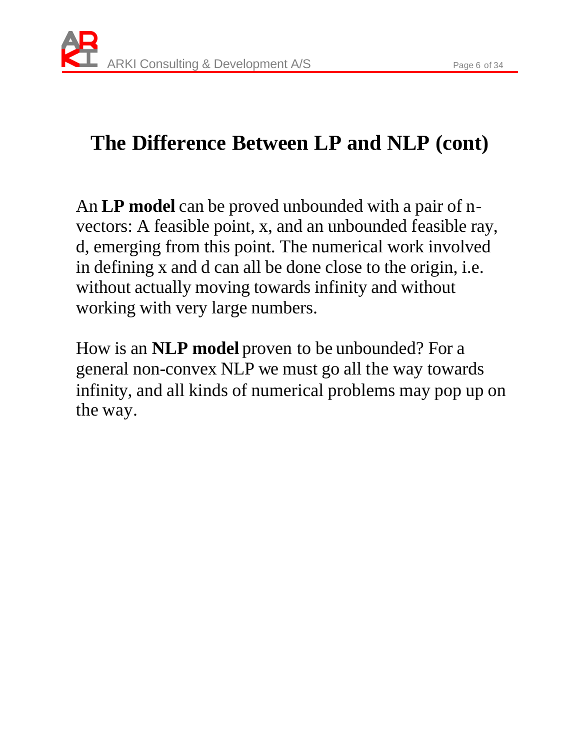# The Difference Between LP and NLP (cont)

An **LP model** can be proved unbounded with a pair of n-vectors: A feasible point, x, and an unbounded feasible ray, d, emerging from this point. The numerical work involved in defining x and d can all be done close to the origin, i.e. without actually moving towards infinity and without working with very large numbers.

How is an **NLP model** proven to be unbounded? For a general non-convex NLP we must go all the way towards infinity, and all kinds of numerical problems may pop up on the way.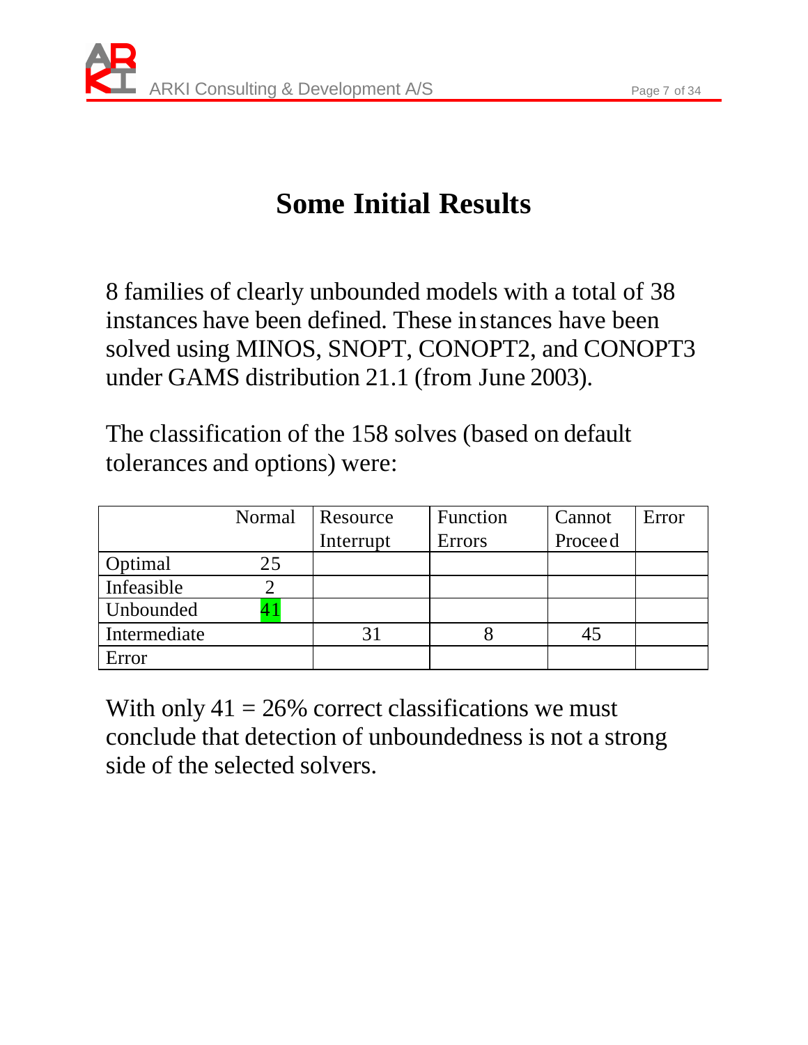# Some Initial Results

8 families of clearly unbounded models with a total of 38 instances have been defined. These instances have been solved using MINOS, SNOPT, CONOPT2, and CONOPT3 under GAMS distribution 21.1 (from June 2003).

The classification of the 158 solves (based on default tolerances and options) were:

| | Normal | Resource Interrupt | Function Errors | Cannot Proceed | Error |
|---|---|---|---|---|---|
| Optimal | 25 | | | | |
| Infeasible | 2 | | | | |
| Unbounded | 41 | | | | |
| Intermediate | | 31 | 8 | 45 | |
| Error | | | | | |

With only 41 = 26% correct classifications we must conclude that detection of unboundedness is not a strong side of the selected solvers.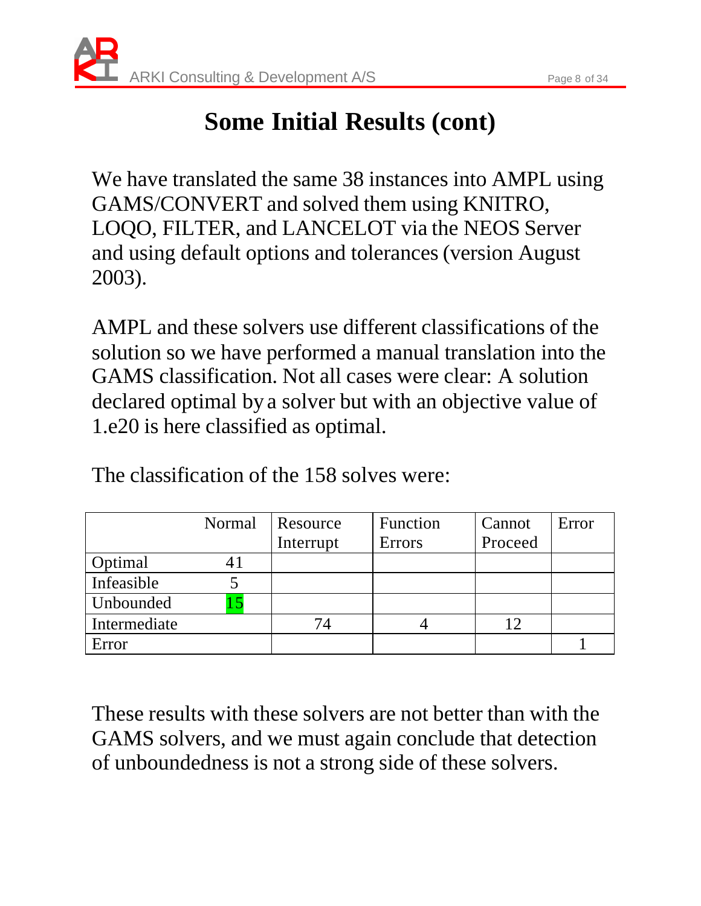# Some Initial Results (cont)

We have translated the same 38 instances into AMPL using GAMS/CONVERT and solved them using KNITRO, LOQO, FILTER, and LANCELOT via the NEOS Server and using default options and tolerances (version August 2003).

AMPL and these solvers use different classifications of the solution so we have performed a manual translation into the GAMS classification. Not all cases were clear: A solution declared optimal by a solver but with an objective value of 1.e20 is here classified as optimal.

The classification of the 158 solves were:

| | Normal | Resource Interrupt | Function Errors | Cannot Proceed | Error |
|---|---|---|---|---|---|
| Optimal | 41 | | | | |
| Infeasible | 5 | | | | |
| Unbounded | 15 | | | | |
| Intermediate | | 74 | 4 | 12 | |
| Error | | | | | 1 |

These results with these solvers are not better than with the GAMS solvers, and we must again conclude that detection of unboundedness is not a strong side of these solvers.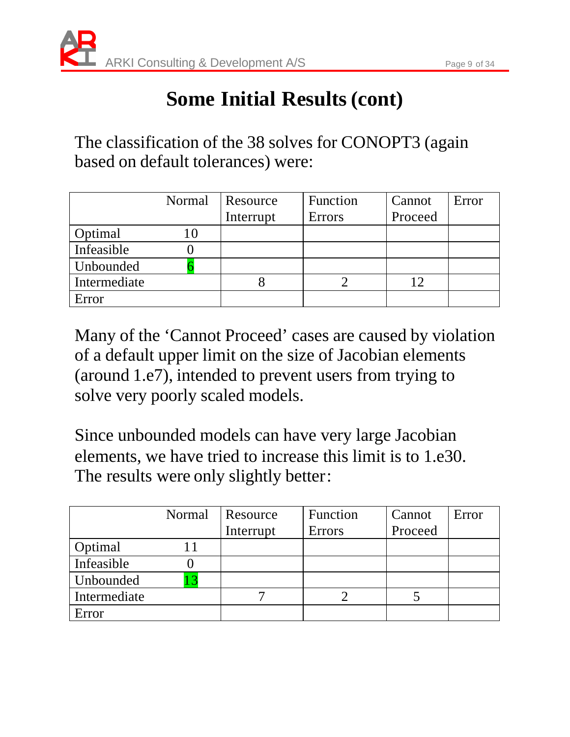# Some Initial Results (cont)

The classification of the 38 solves for CONOPT3 (again based on default tolerances) were:

| | Normal | Resource Interrupt | Function Errors | Cannot Proceed | Error |
|---|---|---|---|---|---|
| Optimal | 10 | | | | |
| Infeasible | 0 | | | | |
| Unbounded | 6 | | | | |
| Intermediate | | 8 | 2 | 12 | |
| Error | | | | | |

Many of the 'Cannot Proceed' cases are caused by violation of a default upper limit on the size of Jacobian elements (around 1.e7), intended to prevent users from trying to solve very poorly scaled models.

Since unbounded models can have very large Jacobian elements, we have tried to increase this limit is to 1.e30. The results were only slightly better:

| | Normal | Resource Interrupt | Function Errors | Cannot Proceed | Error |
|---|---|---|---|---|---|
| Optimal | 11 | | | | |
| Infeasible | 0 | | | | |
| Unbounded | 13 | | | | |
| Intermediate | | 7 | 2 | 5 | |
| Error | | | | | |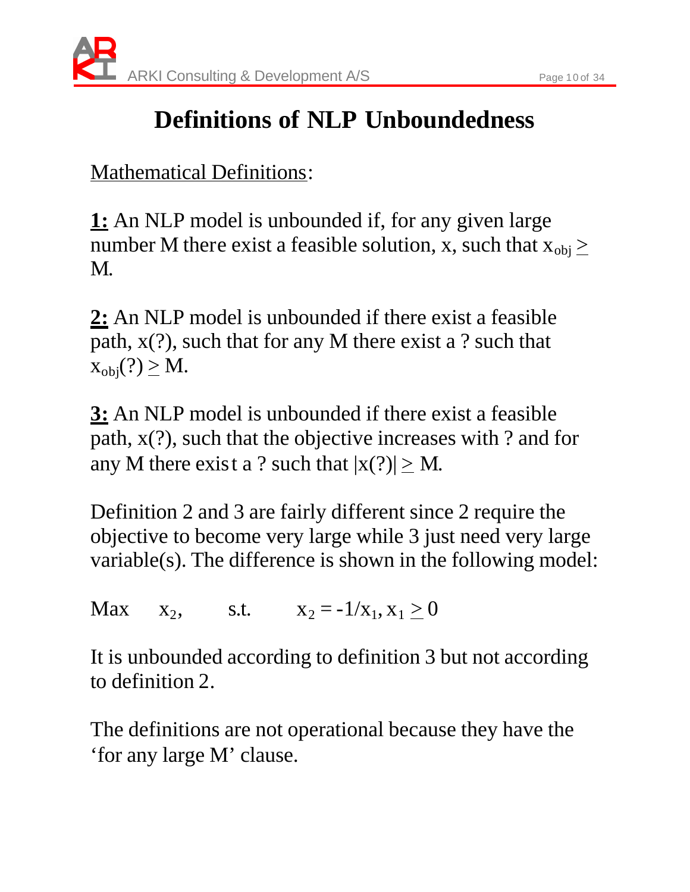# Definitions of NLP Unboundedness

<u>Mathematical Definitions</u>:

<u>**1:**</u> An NLP model is unbounded if, for any given large number M there exist a feasible solution, x, such that $x_{obj} \geq M$.

<u>**2:**</u> An NLP model is unbounded if there exist a feasible path, x(?), such that for any M there exist a ? such that $x_{obj}(?) \geq M$.

<u>**3:**</u> An NLP model is unbounded if there exist a feasible path, x(?), such that the objective increases with ? and for any M there exist a ? such that $|x(?)| \geq M$.

Definition 2 and 3 are fairly different since 2 require the objective to become very large while 3 just need very large variable(s). The difference is shown in the following model:

Max $x_2$, s.t. $x_2 = -1/x_1, x_1 \geq 0$

It is unbounded according to definition 3 but not according to definition 2.

The definitions are not operational because they have the 'for any large M' clause.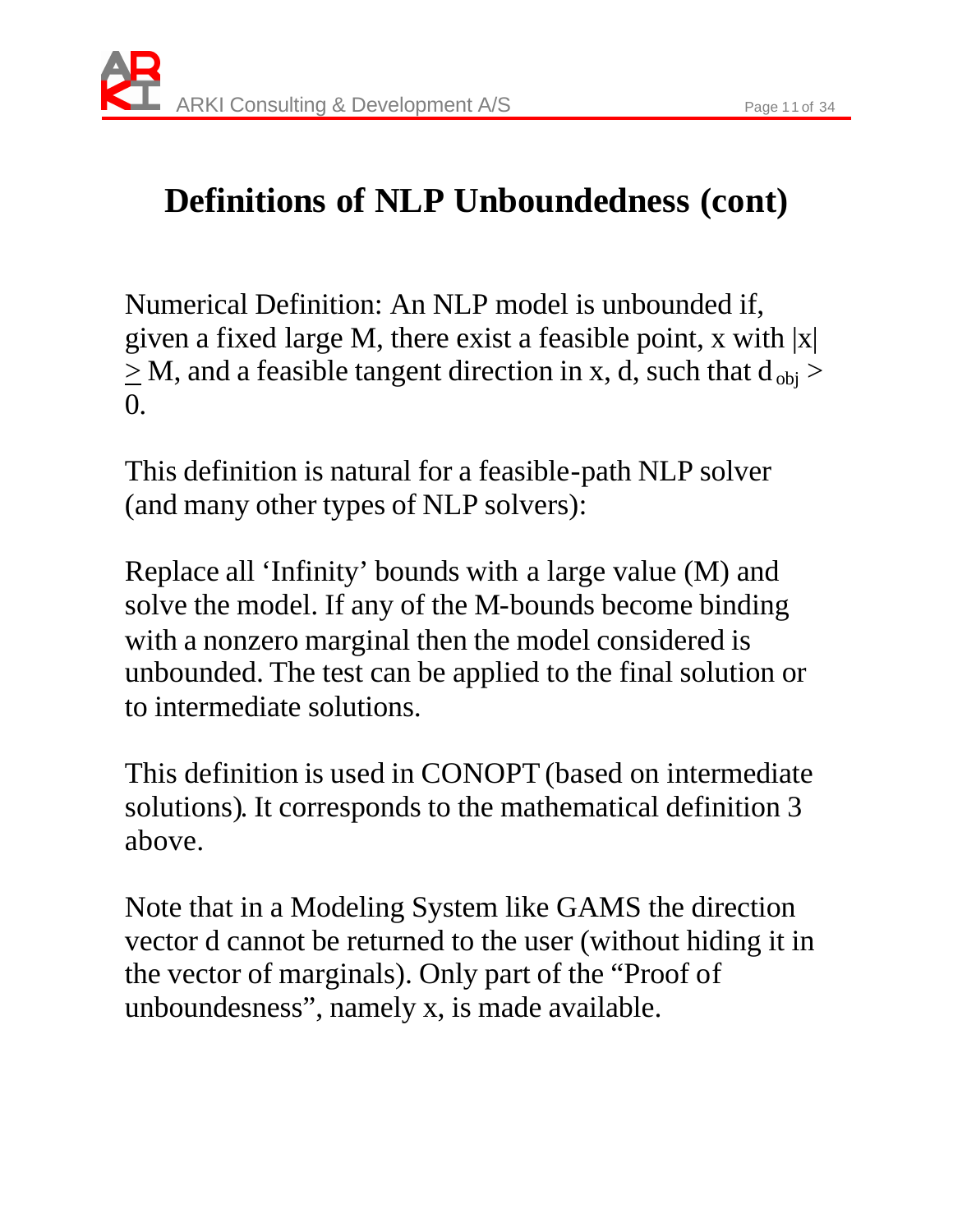# Definitions of NLP Unboundedness (cont)

Numerical Definition: An NLP model is unbounded if, given a fixed large M, there exist a feasible point, x with $|x| \geq M$, and a feasible tangent direction in x, d, such that $d_{obj} > 0$.

This definition is natural for a feasible-path NLP solver (and many other types of NLP solvers):

Replace all 'Infinity' bounds with a large value (M) and solve the model. If any of the M-bounds become binding with a nonzero marginal then the model considered is unbounded. The test can be applied to the final solution or to intermediate solutions.

This definition is used in CONOPT (based on intermediate solutions). It corresponds to the mathematical definition 3 above.

Note that in a Modeling System like GAMS the direction vector d cannot be returned to the user (without hiding it in the vector of marginals). Only part of the "Proof of unboundesness", namely x, is made available.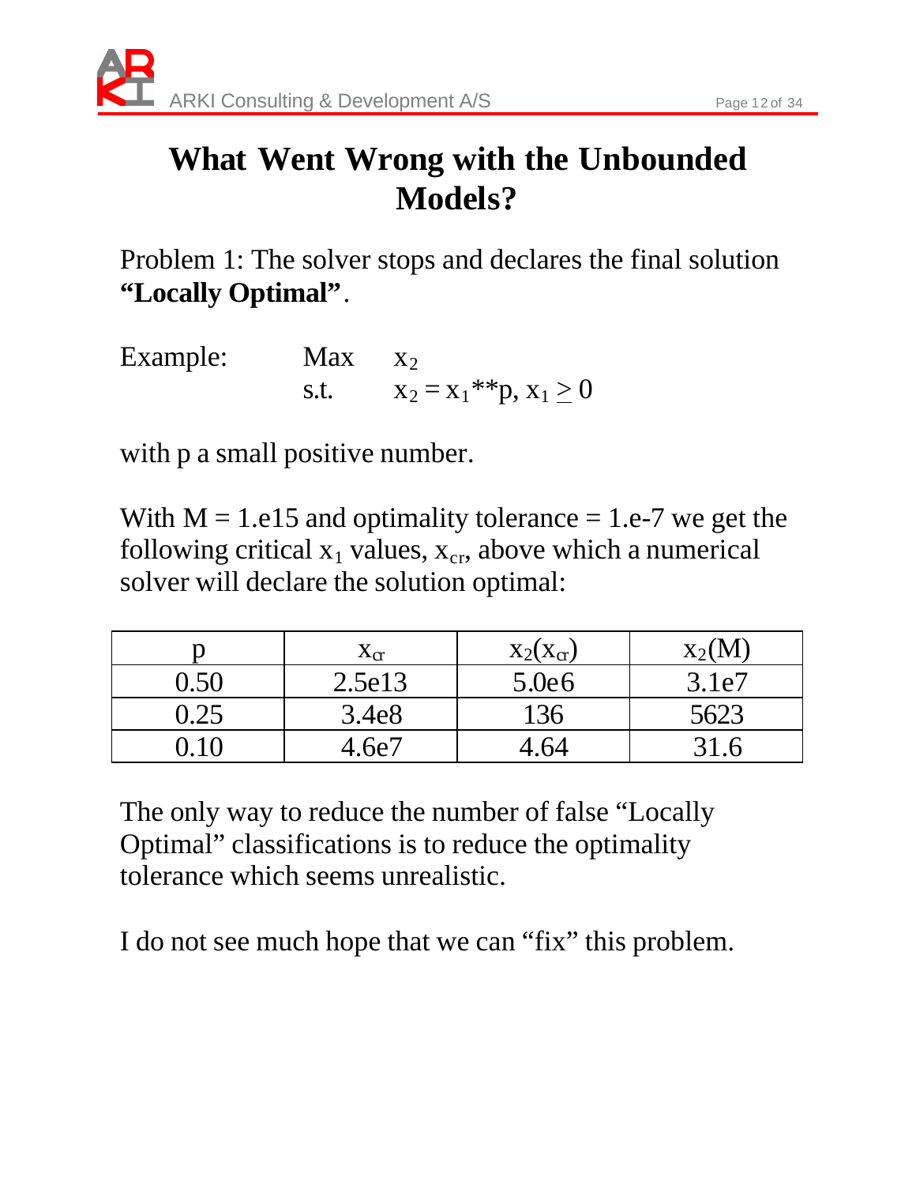# What Went Wrong with the Unbounded Models?

Problem 1: The solver stops and declares the final solution **"Locally Optimal"**.

Example: Max $x_2$
s.t. $x_2 = x_1$**p, $x_1 \geq 0$

with p a small positive number.

With M = 1.e15 and optimality tolerance = 1.e-7 we get the following critical $x_1$ values, $x_{cr}$, above which a numerical solver will declare the solution optimal:

| p | $x_{cr}$ | $x_2(x_{cr})$ | $x_2(M)$ |
|---|---|---|---|
| 0.50 | 2.5e13 | 5.0e6 | 3.1e7 |
| 0.25 | 3.4e8 | 136 | 5623 |
| 0.10 | 4.6e7 | 4.64 | 31.6 |

The only way to reduce the number of false "Locally Optimal" classifications is to reduce the optimality tolerance which seems unrealistic.

I do not see much hope that we can "fix" this problem.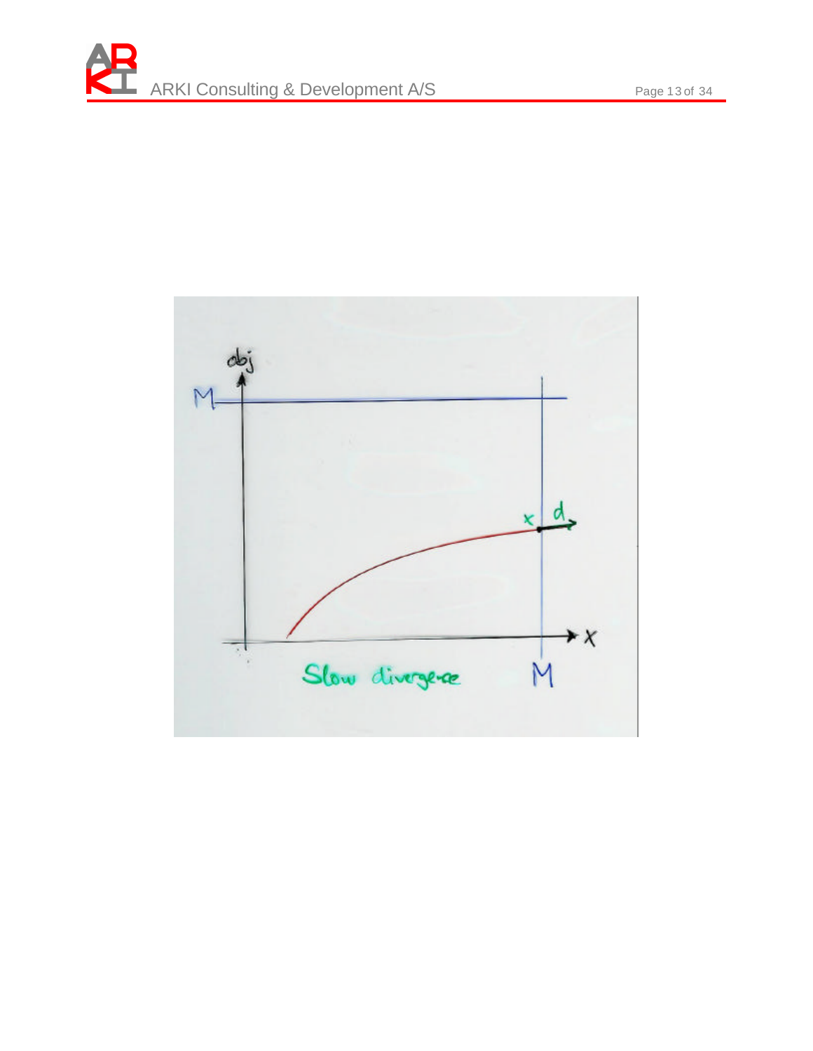Slow divergence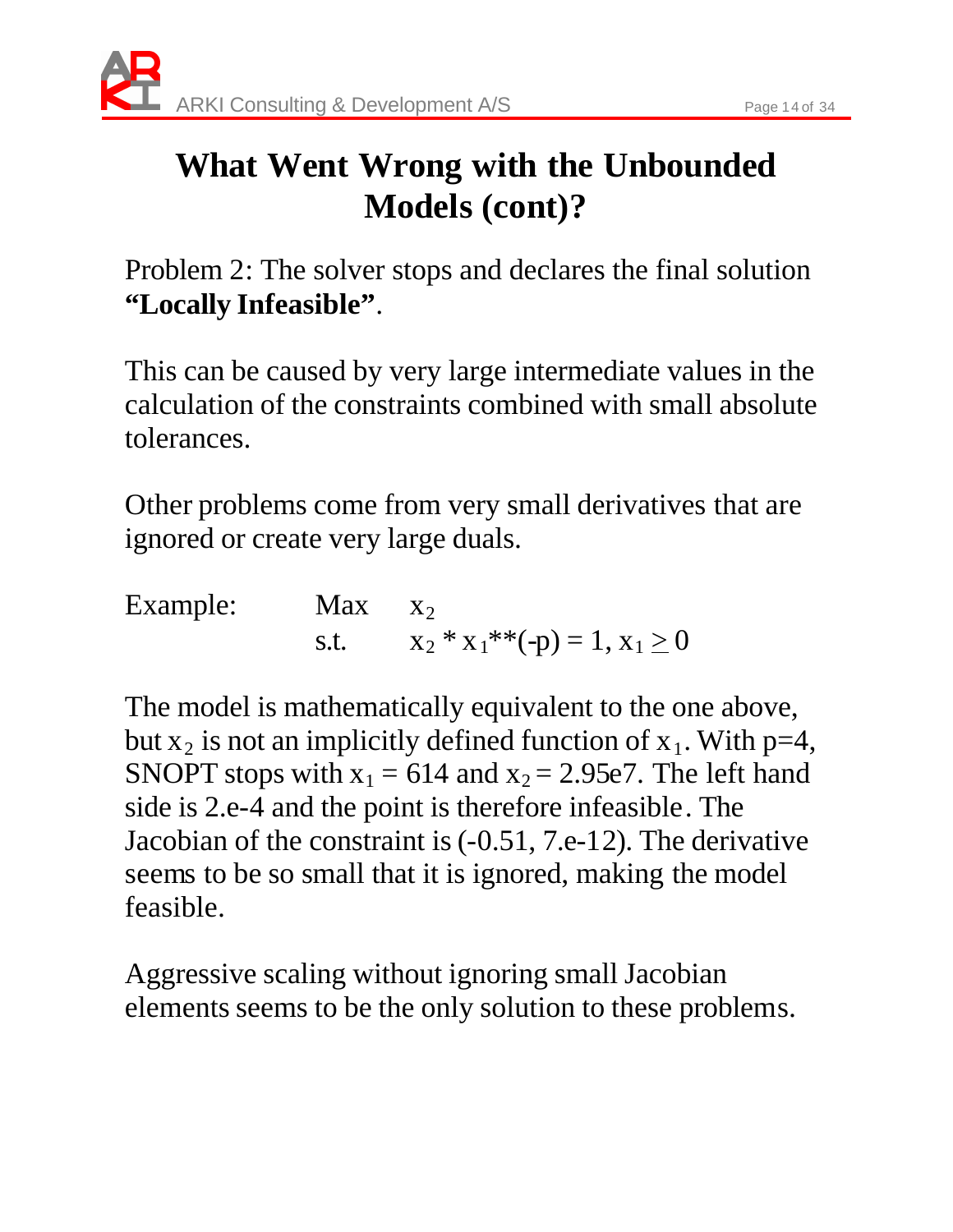# What Went Wrong with the Unbounded Models (cont)?

Problem 2: The solver stops and declares the final solution **"Locally Infeasible"**.

This can be caused by very large intermediate values in the calculation of the constraints combined with small absolute tolerances.

Other problems come from very small derivatives that are ignored or create very large duals.

Example: Max $x_2$
s.t. $x_2 * x_1**(-p) = 1$, $x_1 \geq 0$

The model is mathematically equivalent to the one above, but $x_2$ is not an implicitly defined function of $x_1$. With p=4, SNOPT stops with $x_1 = 614$ and $x_2 = 2.95e7$. The left hand side is 2.e-4 and the point is therefore infeasible. The Jacobian of the constraint is (-0.51, 7.e-12). The derivative seems to be so small that it is ignored, making the model feasible.

Aggressive scaling without ignoring small Jacobian elements seems to be the only solution to these problems.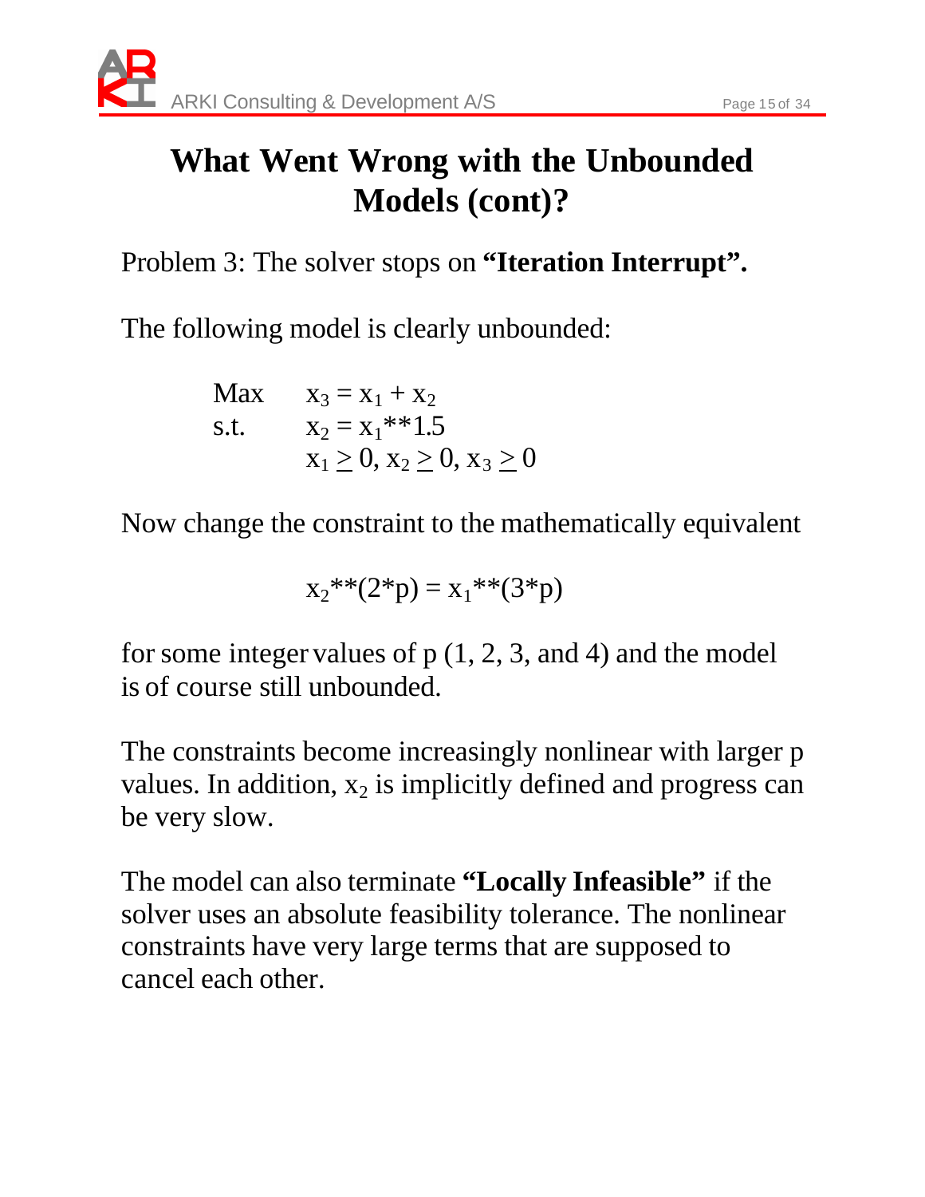# What Went Wrong with the Unbounded Models (cont)?

Problem 3: The solver stops on **"Iteration Interrupt".**

The following model is clearly unbounded:

$$
\begin{aligned}
\text{Max} \quad & x_3 = x_1 + x_2 \\
\text{s.t.} \quad & x_2 = x_1{**}1.5 \\
& x_1 \geq 0,\ x_2 \geq 0,\ x_3 \geq 0
\end{aligned}
$$

Now change the constraint to the mathematically equivalent

$$x_2{**}(2{*}p) = x_1{**}(3{*}p)$$

for some integer values of p (1, 2, 3, and 4) and the model is of course still unbounded.

The constraints become increasingly nonlinear with larger p values. In addition, $x_2$ is implicitly defined and progress can be very slow.

The model can also terminate **"Locally Infeasible"** if the solver uses an absolute feasibility tolerance. The nonlinear constraints have very large terms that are supposed to cancel each other.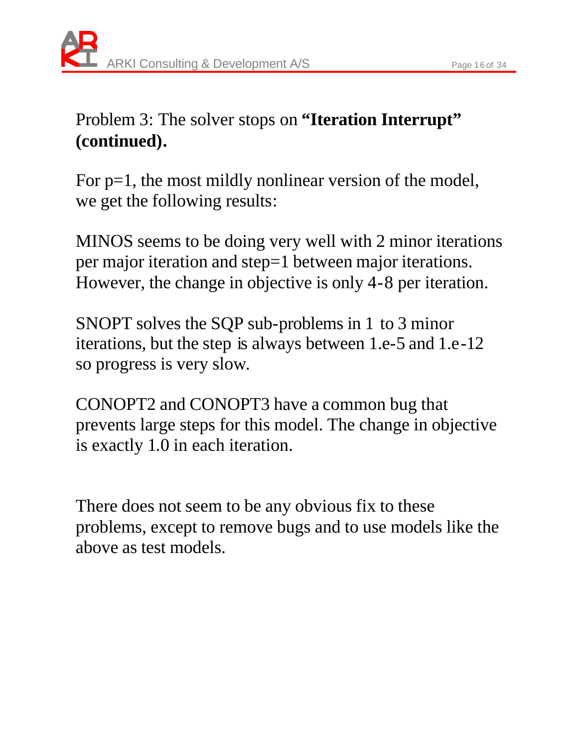Problem 3: The solver stops on **"Iteration Interrupt" (continued).**

For p=1, the most mildly nonlinear version of the model, we get the following results:

MINOS seems to be doing very well with 2 minor iterations per major iteration and step=1 between major iterations. However, the change in objective is only 4-8 per iteration.

SNOPT solves the SQP sub-problems in 1 to 3 minor iterations, but the step is always between 1.e-5 and 1.e-12 so progress is very slow.

CONOPT2 and CONOPT3 have a common bug that prevents large steps for this model. The change in objective is exactly 1.0 in each iteration.

There does not seem to be any obvious fix to these problems, except to remove bugs and to use models like the above as test models.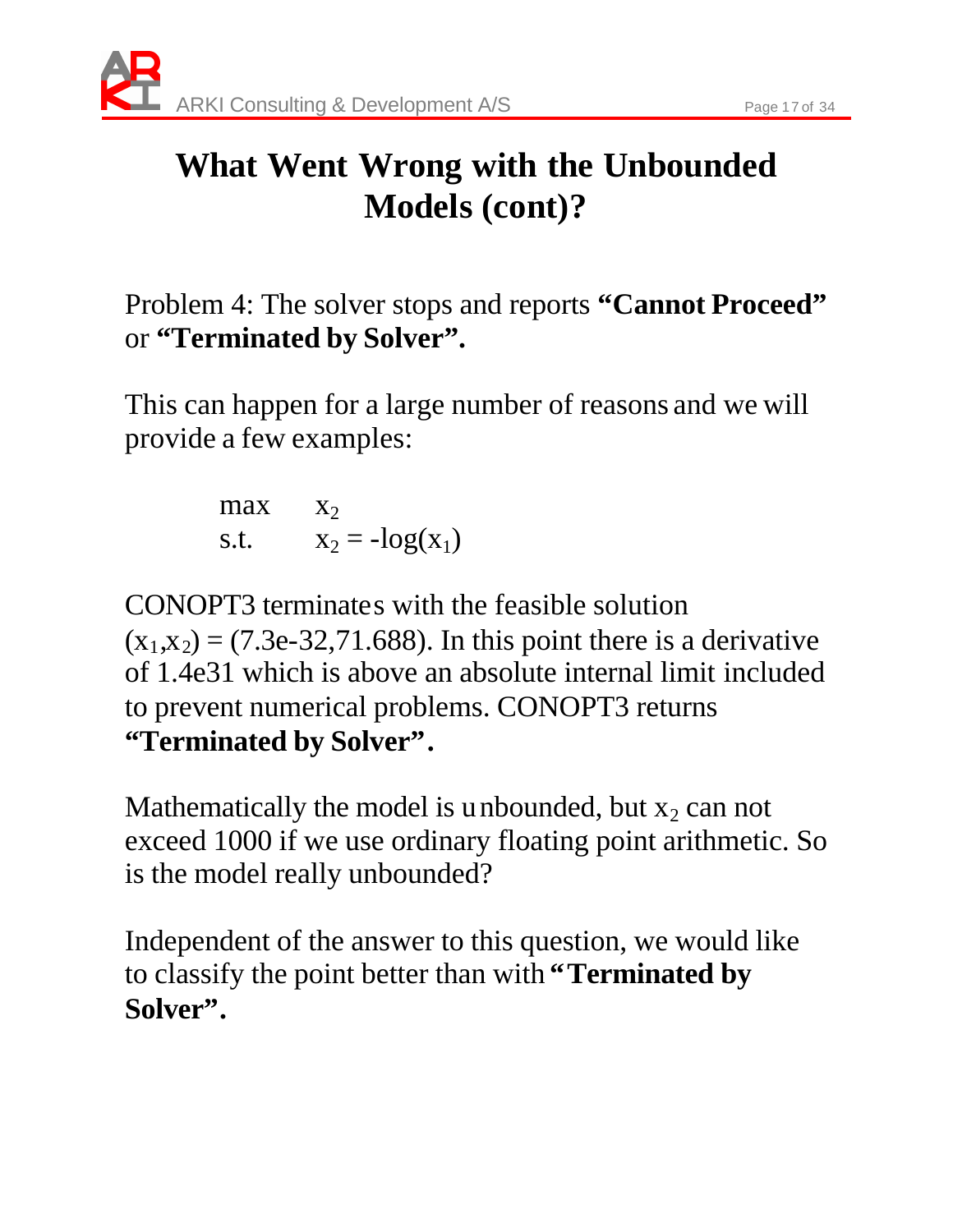# What Went Wrong with the Unbounded Models (cont)?

Problem 4: The solver stops and reports **"Cannot Proceed"** or **"Terminated by Solver".**

This can happen for a large number of reasons and we will provide a few examples:

$$
\begin{aligned}
\max \quad & x_2 \\
\text{s.t.} \quad & x_2 = -\log(x_1)
\end{aligned}
$$

CONOPT3 terminates with the feasible solution $(x_1,x_2) = (7.3e\text{-}32, 71.688)$. In this point there is a derivative of 1.4e31 which is above an absolute internal limit included to prevent numerical problems. CONOPT3 returns **"Terminated by Solver".**

Mathematically the model is unbounded, but $x_2$ can not exceed 1000 if we use ordinary floating point arithmetic. So is the model really unbounded?

Independent of the answer to this question, we would like to classify the point better than with **"Terminated by Solver".**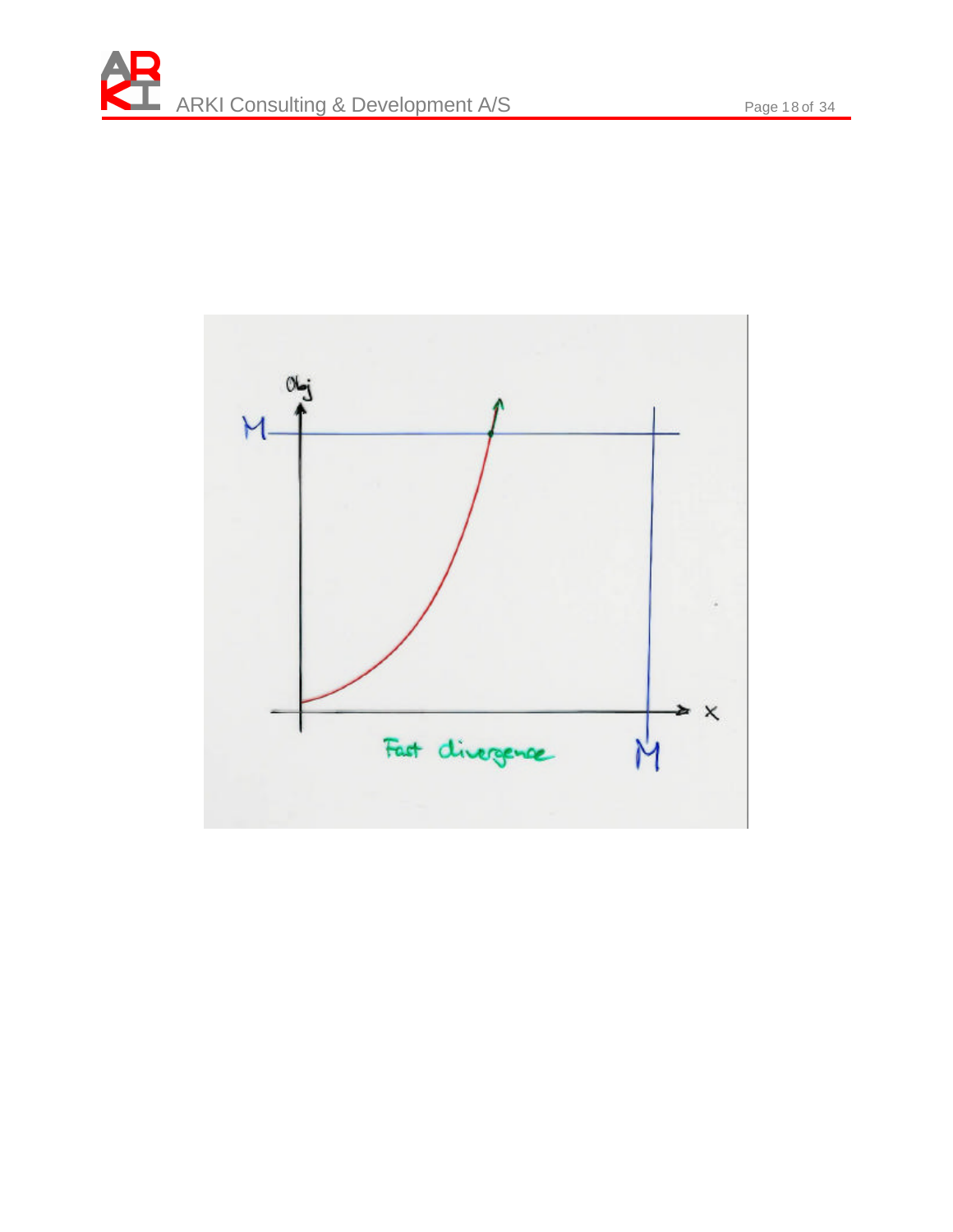Obj

M

Fast divergence

M

x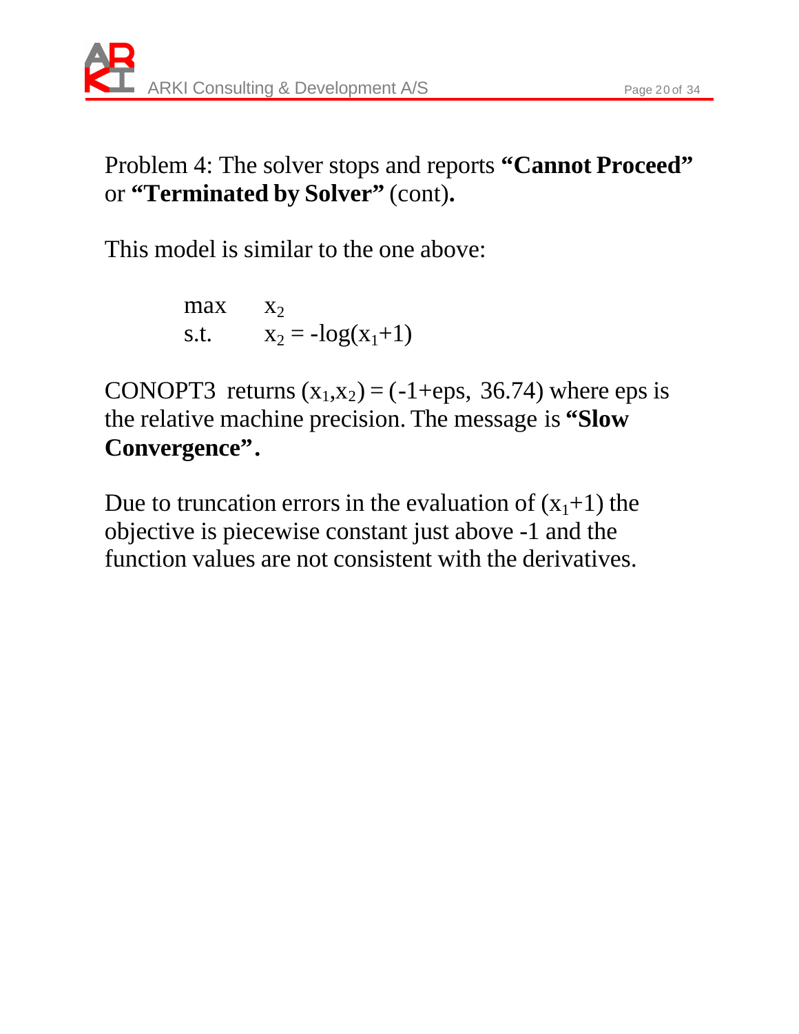Problem 4: The solver stops and reports **"Cannot Proceed"** or **"Terminated by Solver"** (cont)**.**

This model is similar to the one above:

$$
\begin{aligned}
\max \quad & x_2 \\
\text{s.t.} \quad & x_2 = -\log(x_1+1)
\end{aligned}
$$

CONOPT3 returns $(x_1,x_2) = (-1+\text{eps},\ 36.74)$ where eps is the relative machine precision. The message is **"Slow Convergence".**

Due to truncation errors in the evaluation of $(x_1+1)$ the objective is piecewise constant just above -1 and the function values are not consistent with the derivatives.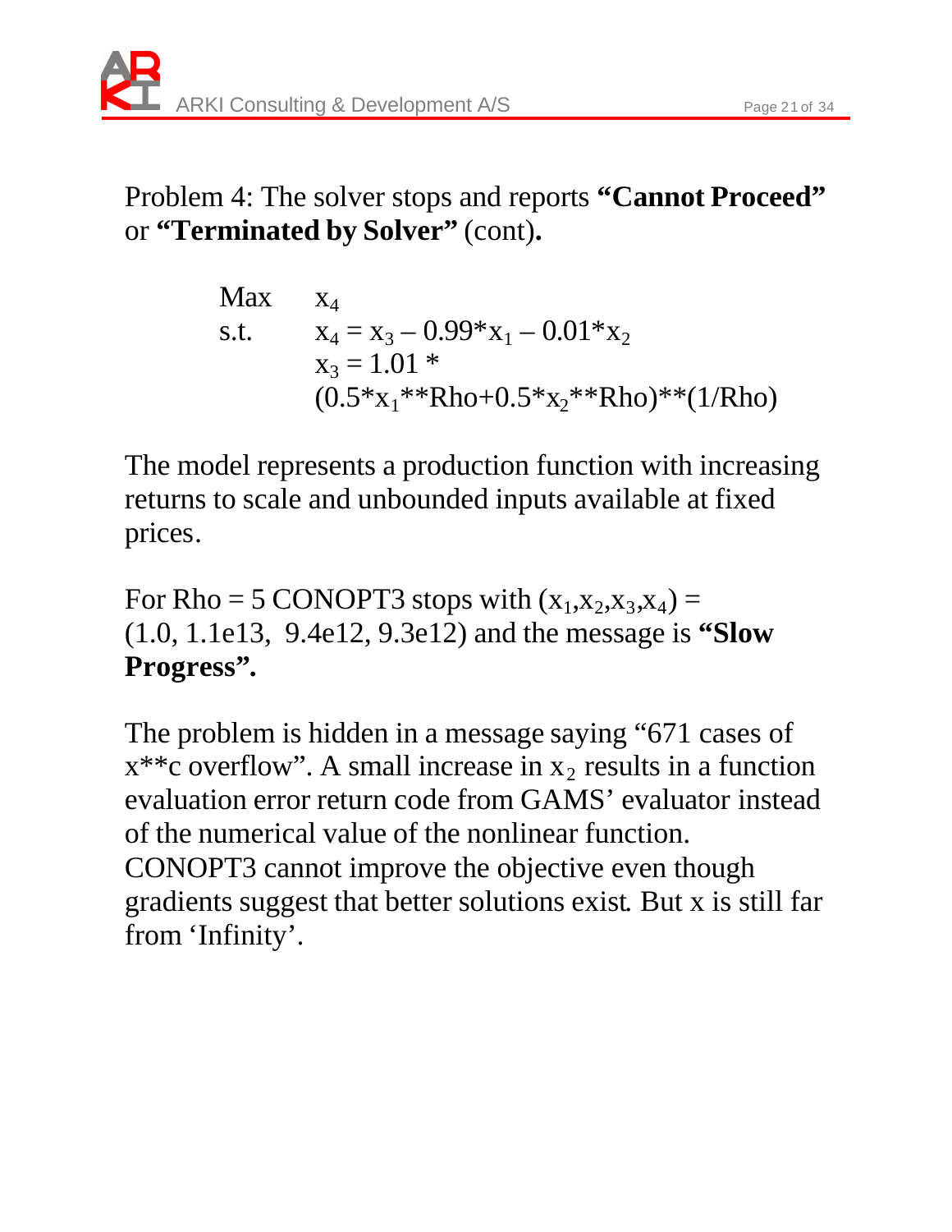Problem 4: The solver stops and reports **“Cannot Proceed”** or **“Terminated by Solver”** (cont)**.**

$$
\begin{aligned}
\text{Max} \quad & x_4 \\
\text{s.t.} \quad & x_4 = x_3 - 0.99*x_1 - 0.01*x_2 \\
& x_3 = 1.01 * \\
& (0.5*x_1**\text{Rho}+0.5*x_2**\text{Rho})**(1/\text{Rho})
\end{aligned}
$$

The model represents a production function with increasing returns to scale and unbounded inputs available at fixed prices.

For Rho = 5 CONOPT3 stops with $(x_1,x_2,x_3,x_4)$ = (1.0, 1.1e13, 9.4e12, 9.3e12) and the message is **“Slow Progress”.**

The problem is hidden in a message saying “671 cases of x**c overflow”. A small increase in $x_2$ results in a function evaluation error return code from GAMS’ evaluator instead of the numerical value of the nonlinear function. CONOPT3 cannot improve the objective even though gradients suggest that better solutions exist. But x is still far from ‘Infinity’.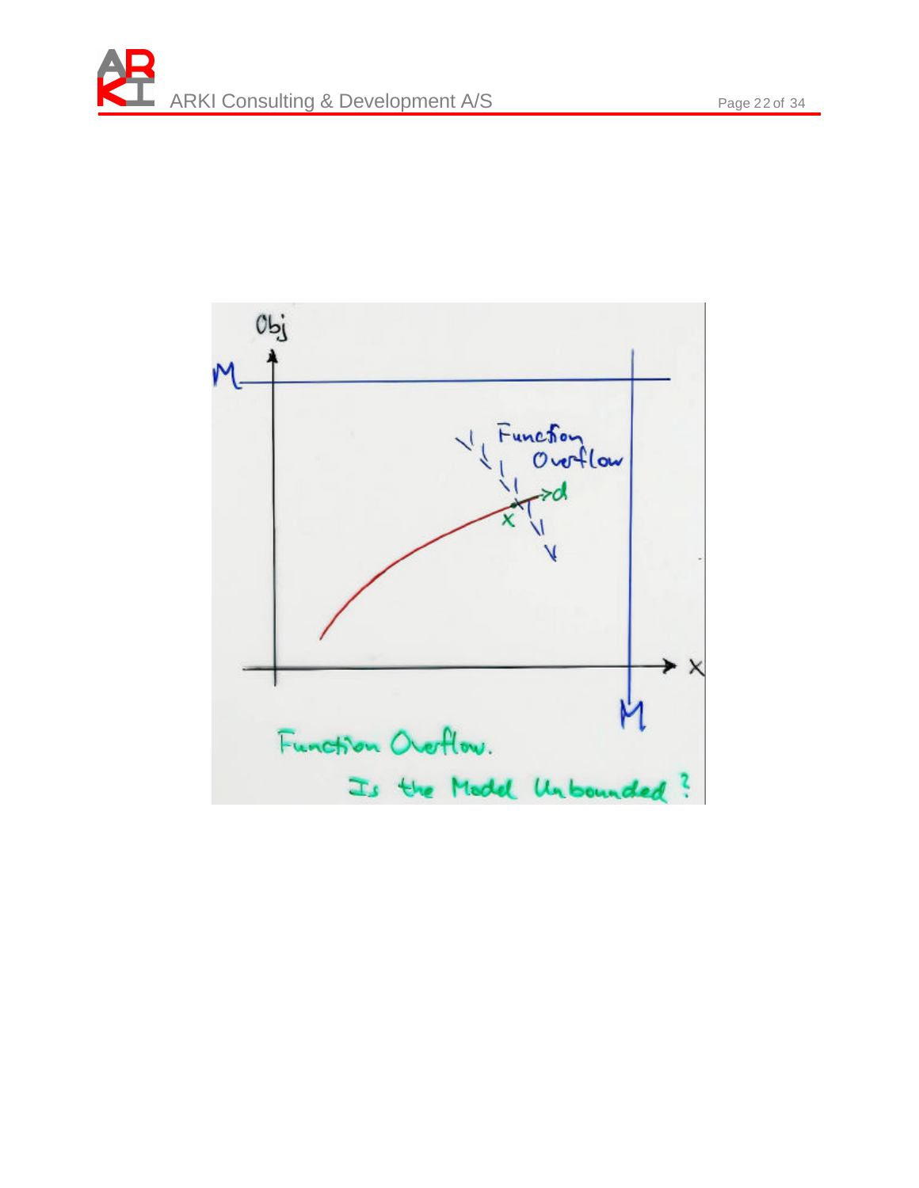Function Overflow.

Is the Model Unbounded?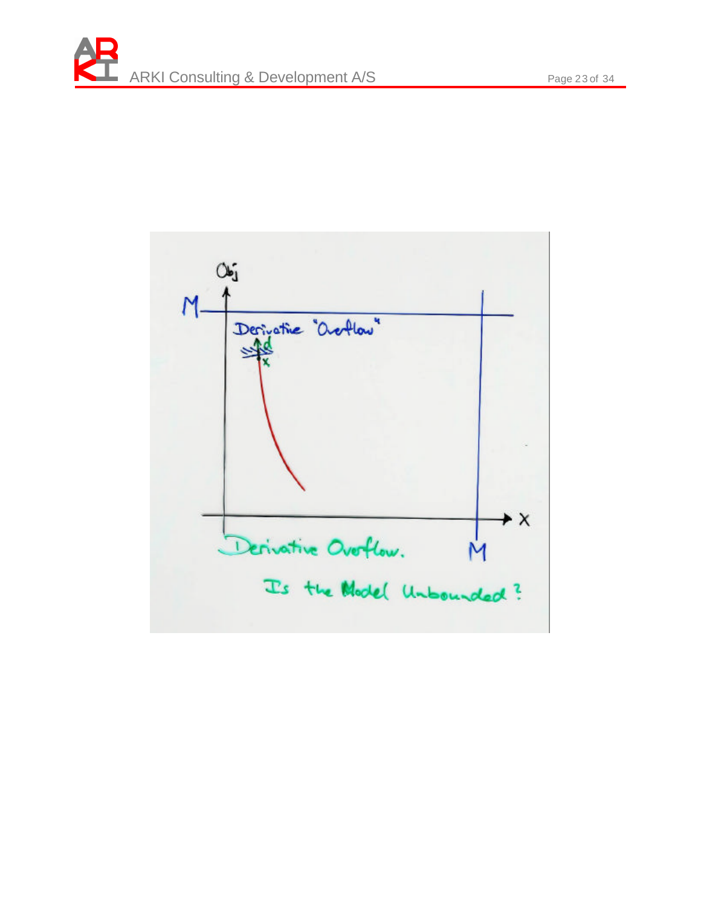Derivative Overflow.

Is the Model Unbounded?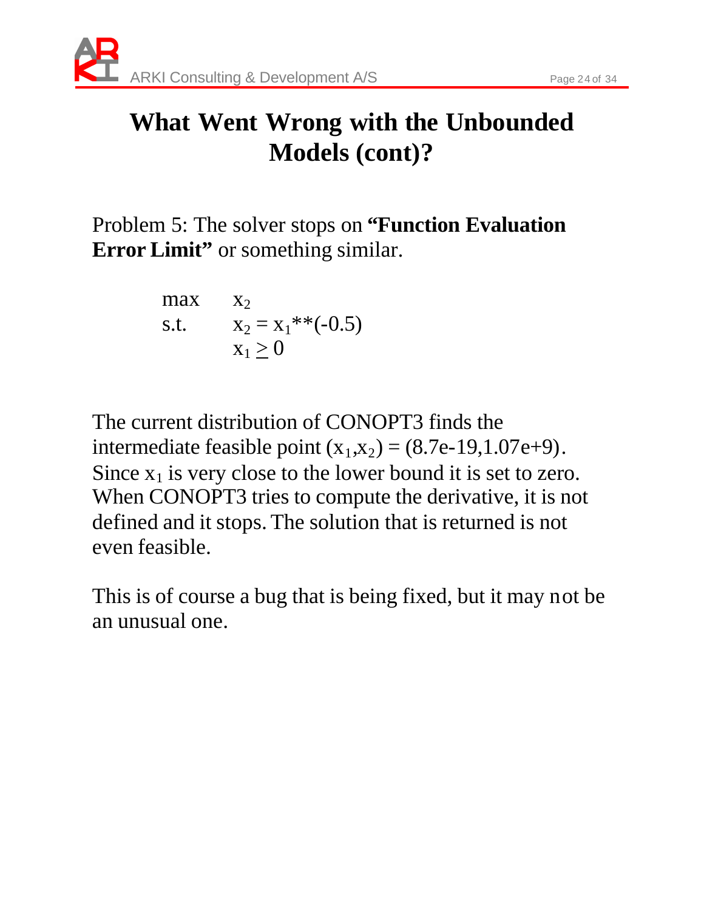# What Went Wrong with the Unbounded Models (cont)?

Problem 5: The solver stops on **"Function Evaluation Error Limit"** or something similar.

$$
\begin{array}{ll}
\max & x_2 \\
\text{s.t.} & x_2 = x_1^{**}(-0.5) \\
 & x_1 \geq 0
\end{array}
$$

The current distribution of CONOPT3 finds the intermediate feasible point $(x_1,x_2) = (8.7e\text{-}19, 1.07e\text{+}9)$. Since $x_1$ is very close to the lower bound it is set to zero. When CONOPT3 tries to compute the derivative, it is not defined and it stops. The solution that is returned is not even feasible.

This is of course a bug that is being fixed, but it may not be an unusual one.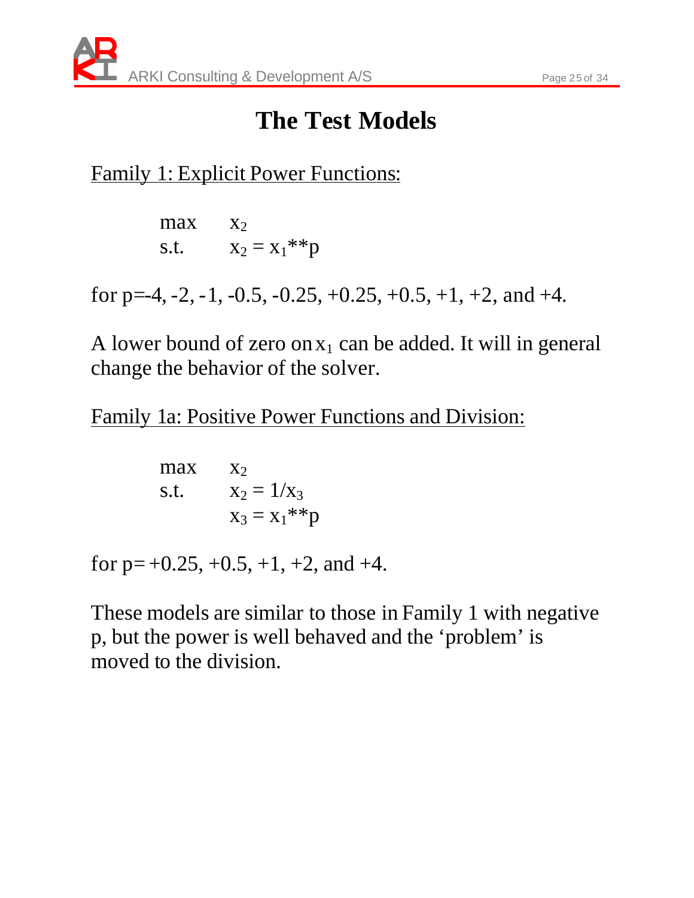# The Test Models

<u>Family 1: Explicit Power Functions:</u>

$$\begin{array}{ll} \max & x_2 \\ \text{s.t.} & x_2 = x_1{**}p \end{array}$$

for p=-4, -2, -1, -0.5, -0.25, +0.25, +0.5, +1, +2, and +4.

A lower bound of zero on $x_1$ can be added. It will in general change the behavior of the solver.

<u>Family 1a: Positive Power Functions and Division:</u>

$$\begin{array}{ll} \max & x_2 \\ \text{s.t.} & x_2 = 1/x_3 \\ & x_3 = x_1{**}p \end{array}$$

for p= +0.25, +0.5, +1, +2, and +4.

These models are similar to those in Family 1 with negative p, but the power is well behaved and the 'problem' is moved to the division.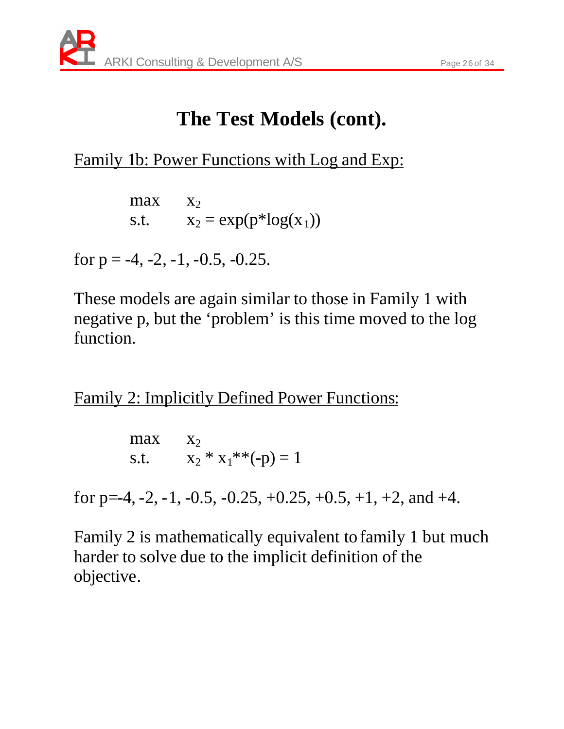# The Test Models (cont).

Family 1b: Power Functions with Log and Exp:

$$
\begin{array}{ll}
\max & x_2 \\
\text{s.t.} & x_2 = \exp(p*\log(x_1))
\end{array}
$$

for p = -4, -2, -1, -0.5, -0.25.

These models are again similar to those in Family 1 with negative p, but the 'problem' is this time moved to the log function.

Family 2: Implicitly Defined Power Functions:

$$
\begin{array}{ll}
\max & x_2 \\
\text{s.t.} & x_2 * x_1**(-p) = 1
\end{array}
$$

for p=-4, -2, -1, -0.5, -0.25, +0.25, +0.5, +1, +2, and +4.

Family 2 is mathematically equivalent to family 1 but much harder to solve due to the implicit definition of the objective.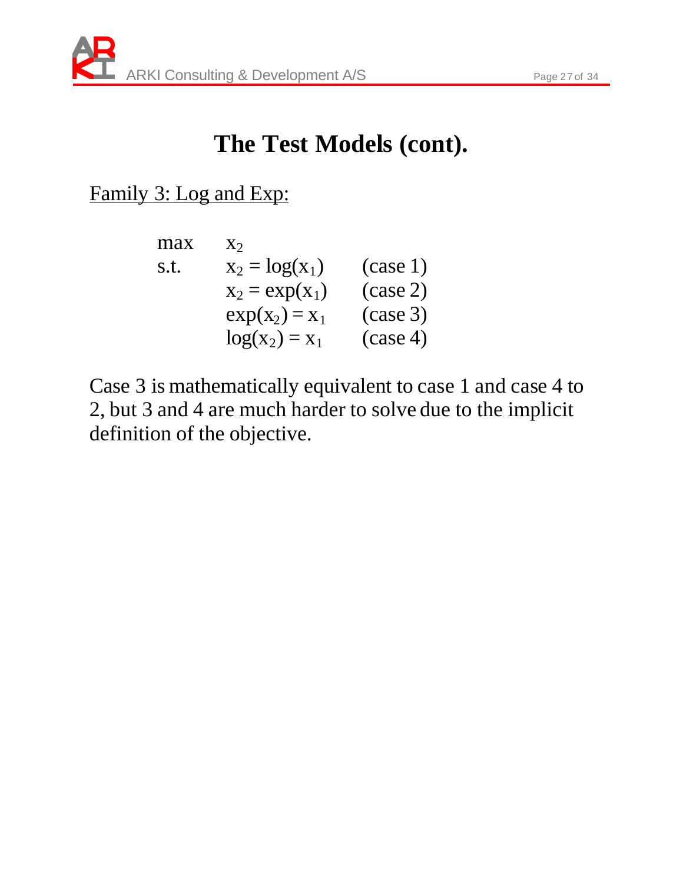# The Test Models (cont).

Family 3: Log and Exp:

$$
\begin{array}{lll}
\max & x_2 & \\
\text{s.t.} & x_2 = \log(x_1) & \text{(case 1)} \\
 & x_2 = \exp(x_1) & \text{(case 2)} \\
 & \exp(x_2) = x_1 & \text{(case 3)} \\
 & \log(x_2) = x_1 & \text{(case 4)}
\end{array}
$$

Case 3 is mathematically equivalent to case 1 and case 4 to 2, but 3 and 4 are much harder to solve due to the implicit definition of the objective.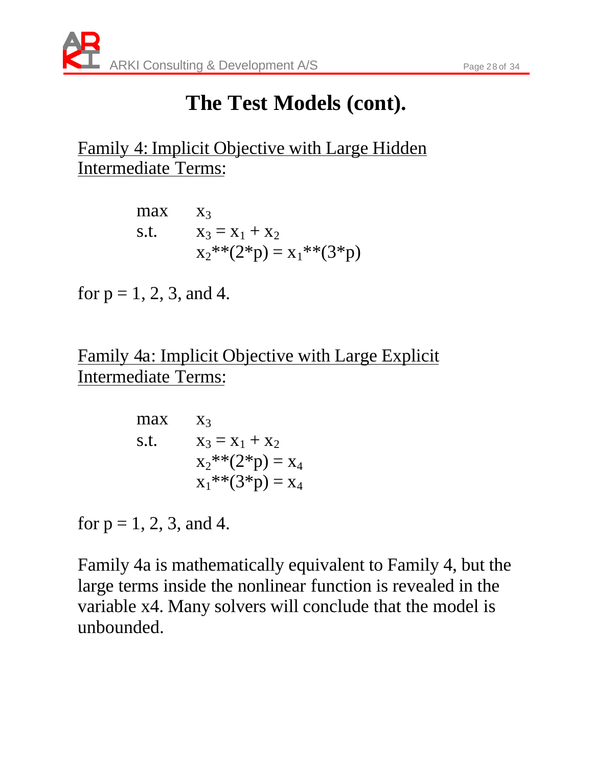# The Test Models (cont).

Family 4: Implicit Objective with Large Hidden Intermediate Terms:

$$
\begin{array}{ll}
\max & x_3 \\
\text{s.t.} & x_3 = x_1 + x_2 \\
 & x_2^{**}(2^*p) = x_1^{**}(3^*p)
\end{array}
$$

for p = 1, 2, 3, and 4.

Family 4a: Implicit Objective with Large Explicit Intermediate Terms:

$$
\begin{array}{ll}
\max & x_3 \\
\text{s.t.} & x_3 = x_1 + x_2 \\
 & x_2^{**}(2^*p) = x_4 \\
 & x_1^{**}(3^*p) = x_4
\end{array}
$$

for p = 1, 2, 3, and 4.

Family 4a is mathematically equivalent to Family 4, but the large terms inside the nonlinear function is revealed in the variable x4. Many solvers will conclude that the model is unbounded.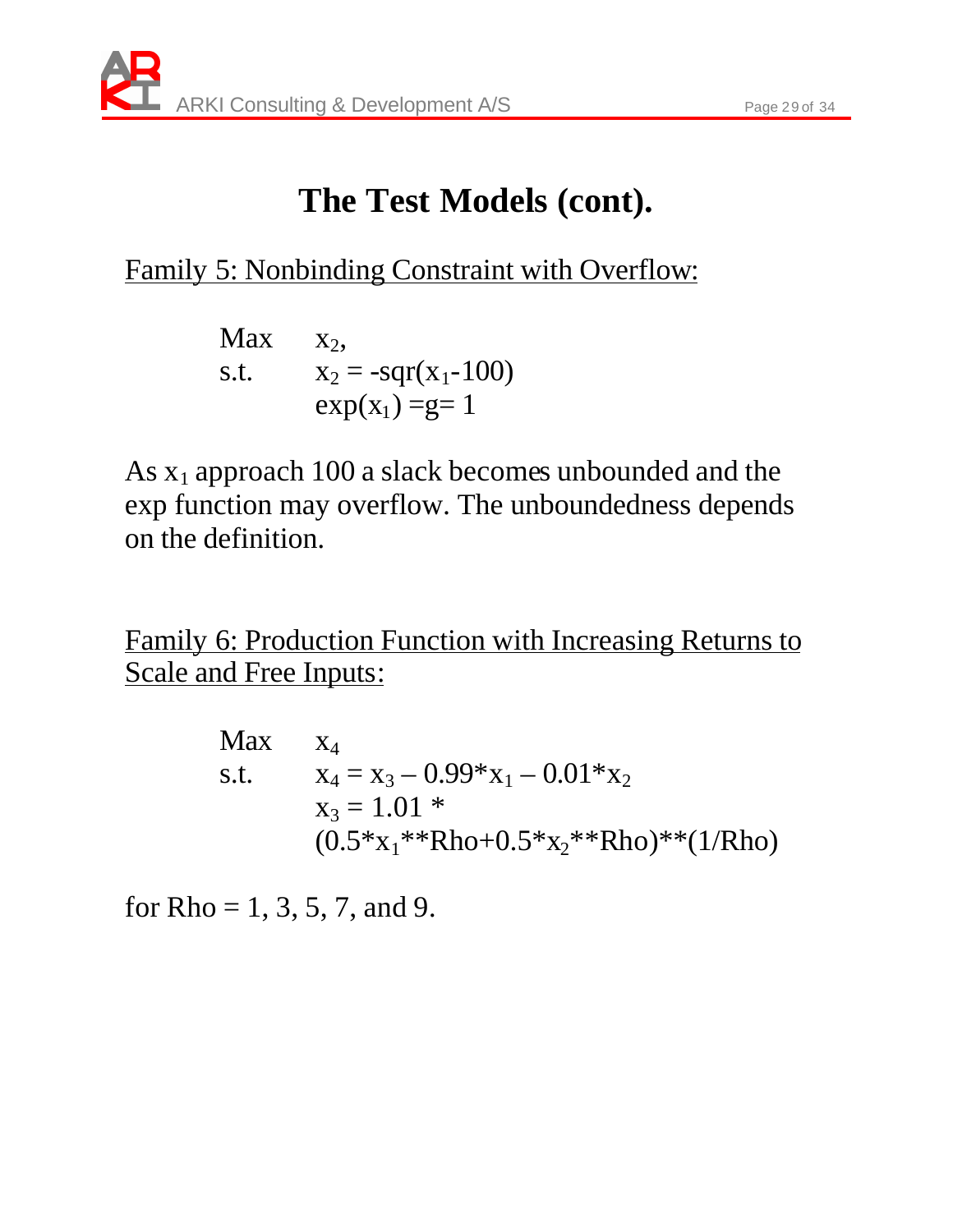# The Test Models (cont).

Family 5: Nonbinding Constraint with Overflow:

```
Max     x2,
s.t.    x2 = -sqr(x1-100)
        exp(x1) =g= 1
```

As $x_1$ approach 100 a slack becomes unbounded and the exp function may overflow. The unboundedness depends on the definition.

Family 6: Production Function with Increasing Returns to Scale and Free Inputs:

```
Max     x4
s.t.    x4 = x3 – 0.99*x1 – 0.01*x2
        x3 = 1.01 *
        (0.5*x1**Rho+0.5*x2**Rho)**(1/Rho)
```

for Rho = 1, 3, 5, 7, and 9.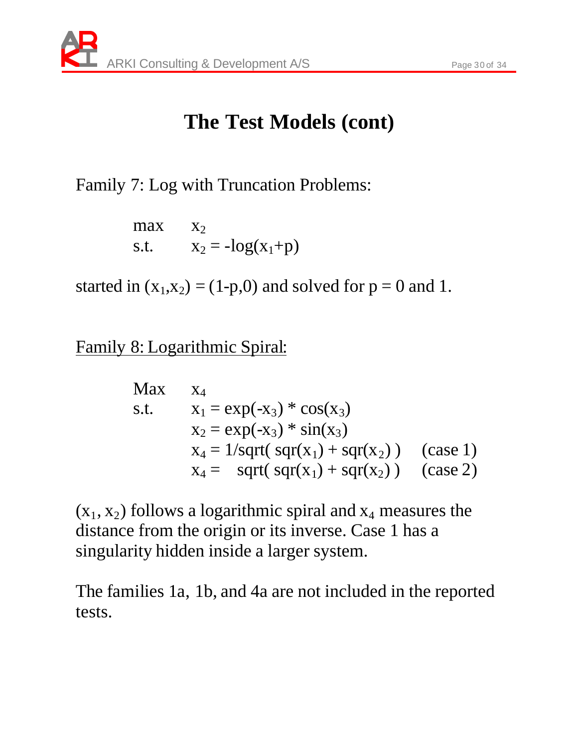# The Test Models (cont)

Family 7: Log with Truncation Problems:

$$\begin{array}{ll} \max & x_2 \\ \text{s.t.} & x_2 = -\log(x_1+p) \end{array}$$

started in $(x_1,x_2) = (1-p,0)$ and solved for $p = 0$ and 1.

Family 8: Logarithmic Spiral:

$$\begin{array}{lll} \text{Max} & x_4 & \\ \text{s.t.} & x_1 = \exp(-x_3) * \cos(x_3) & \\ & x_2 = \exp(-x_3) * \sin(x_3) & \\ & x_4 = 1/\text{sqrt}(\text{ sqr}(x_1) + \text{sqr}(x_2)\text{ }) & \text{(case 1)} \\ & x_4 = \text{ sqrt}(\text{ sqr}(x_1) + \text{sqr}(x_2)\text{ }) & \text{(case 2)} \end{array}$$

$(x_1, x_2)$ follows a logarithmic spiral and $x_4$ measures the distance from the origin or its inverse. Case 1 has a singularity hidden inside a larger system.

The families 1a, 1b, and 4a are not included in the reported tests.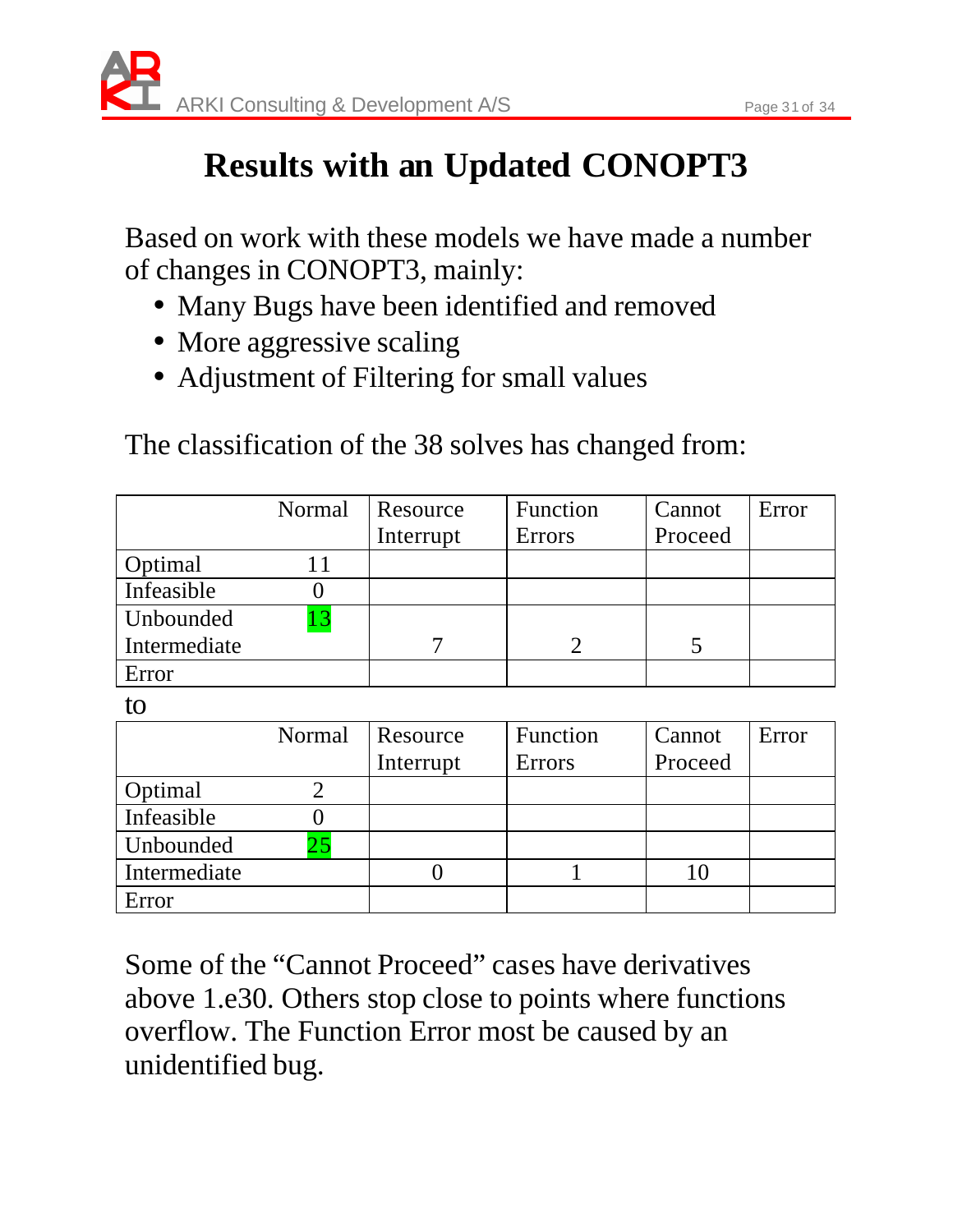# Results with an Updated CONOPT3

Based on work with these models we have made a number of changes in CONOPT3, mainly:

- Many Bugs have been identified and removed
- More aggressive scaling
- Adjustment of Filtering for small values

The classification of the 38 solves has changed from:

| | Normal | Resource Interrupt | Function Errors | Cannot Proceed | Error |
|---|---|---|---|---|---|
| Optimal | 11 | | | | |
| Infeasible | 0 | | | | |
| Unbounded | 13 | | | | |
| Intermediate | | 7 | 2 | 5 | |
| Error | | | | | |

to

| | Normal | Resource Interrupt | Function Errors | Cannot Proceed | Error |
|---|---|---|---|---|---|
| Optimal | 2 | | | | |
| Infeasible | 0 | | | | |
| Unbounded | 25 | | | | |
| Intermediate | | 0 | 1 | 10 | |
| Error | | | | | |

Some of the “Cannot Proceed” cases have derivatives above 1.e30. Others stop close to points where functions overflow. The Function Error most be caused by an unidentified bug.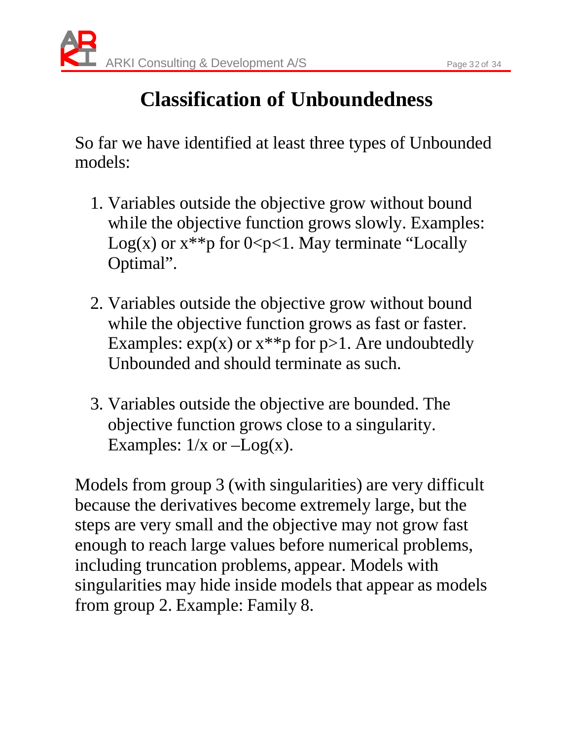# Classification of Unboundedness

So far we have identified at least three types of Unbounded models:

1. Variables outside the objective grow without bound while the objective function grows slowly. Examples: Log(x) or x**p for 0<p<1. May terminate "Locally Optimal".

2. Variables outside the objective grow without bound while the objective function grows as fast or faster. Examples: exp(x) or x**p for p>1. Are undoubtedly Unbounded and should terminate as such.

3. Variables outside the objective are bounded. The objective function grows close to a singularity. Examples: 1/x or –Log(x).

Models from group 3 (with singularities) are very difficult because the derivatives become extremely large, but the steps are very small and the objective may not grow fast enough to reach large values before numerical problems, including truncation problems, appear. Models with singularities may hide inside models that appear as models from group 2. Example: Family 8.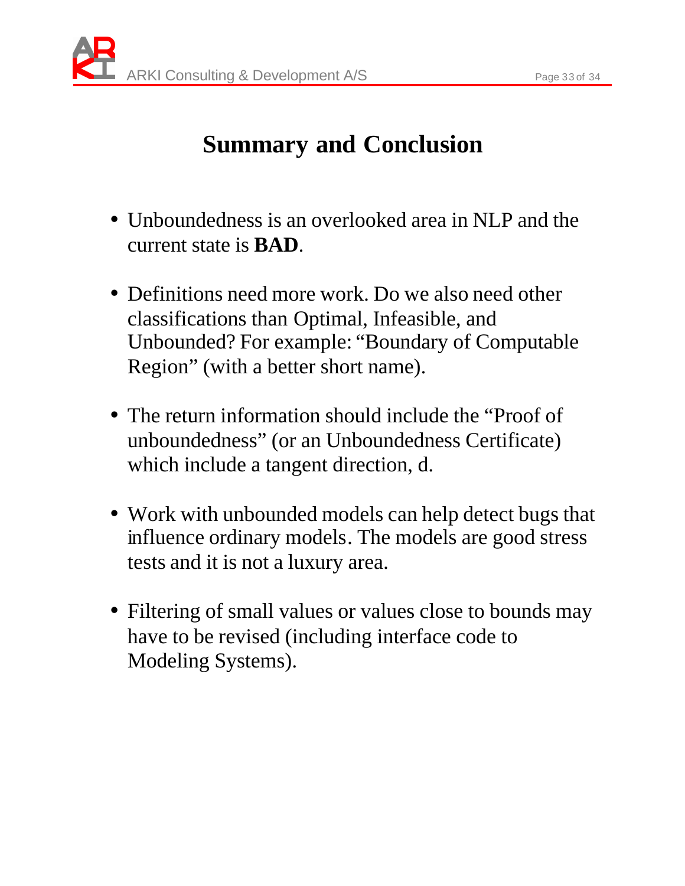# Summary and Conclusion

- Unboundedness is an overlooked area in NLP and the current state is **BAD**.
- Definitions need more work. Do we also need other classifications than Optimal, Infeasible, and Unbounded? For example: "Boundary of Computable Region" (with a better short name).
- The return information should include the "Proof of unboundedness" (or an Unboundedness Certificate) which include a tangent direction, d.
- Work with unbounded models can help detect bugs that influence ordinary models. The models are good stress tests and it is not a luxury area.
- Filtering of small values or values close to bounds may have to be revised (including interface code to Modeling Systems).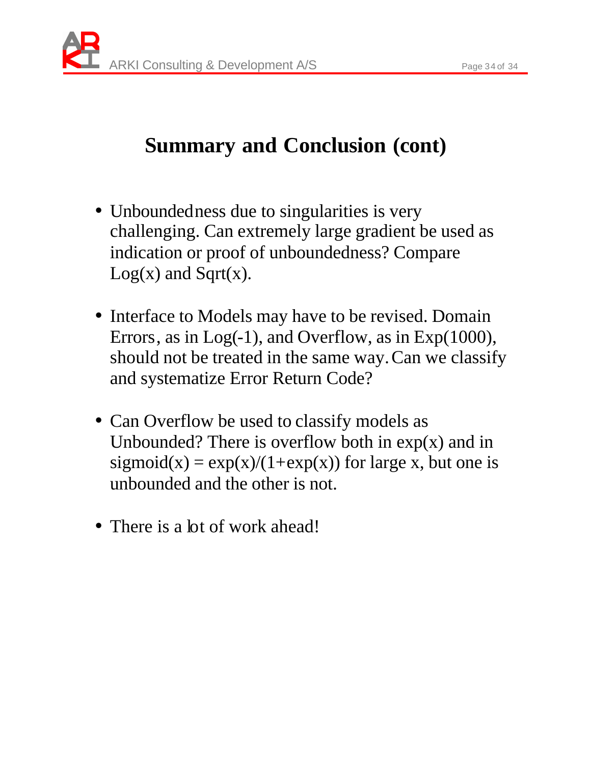# Summary and Conclusion (cont)

- Unboundedness due to singularities is very challenging. Can extremely large gradient be used as indication or proof of unboundedness? Compare Log(x) and Sqrt(x).

- Interface to Models may have to be revised. Domain Errors, as in Log(-1), and Overflow, as in Exp(1000), should not be treated in the same way. Can we classify and systematize Error Return Code?

- Can Overflow be used to classify models as Unbounded? There is overflow both in exp(x) and in sigmoid(x) = exp(x)/(1+exp(x)) for large x, but one is unbounded and the other is not.

- There is a lot of work ahead!